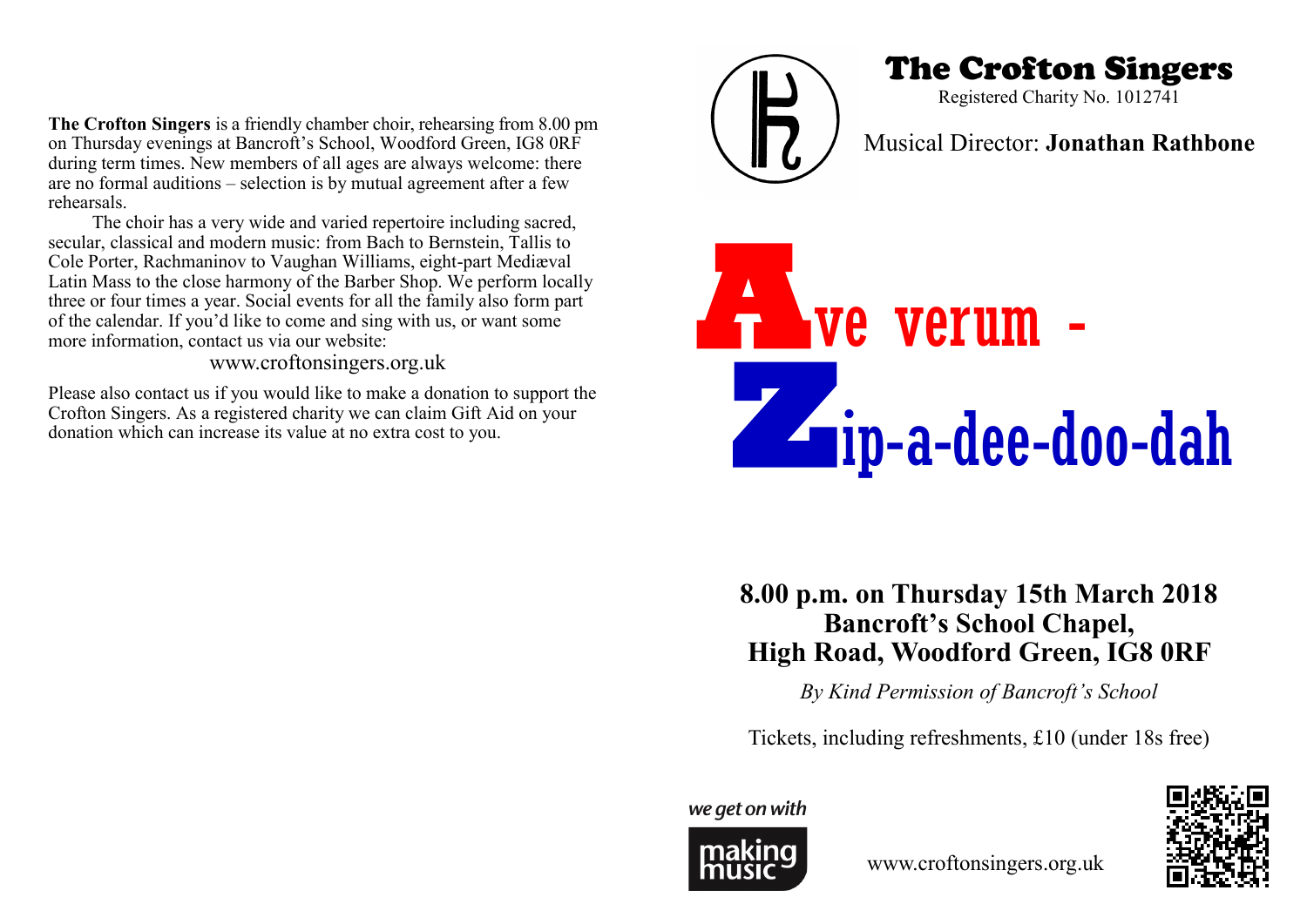**The Crofton Singers** is a friendly chamber choir, rehearsing from 8.00 pm on Thursday evenings at Bancroft's School, Woodford Green, IG8 0RF during term times. New members of all ages are always welcome: there are no formal auditions – selection is by mutual agreement after a few rehearsals.

The choir has a very wide and varied repertoire including sacred, secular, classical and modern music: from Bach to Bernstein, Tallis to Cole Porter, Rachmaninov to Vaughan Williams, eight-part Mediæval Latin Mass to the close harmony of the Barber Shop. We perform locally three or four times a year. Social events for all the family also form part of the calendar. If you'd like to come and sing with us, or want some more information, contact us via our website:

www.croftonsingers.org.uk

Please also contact us if you would like to make a donation to support the Crofton Singers. As a registered charity we can claim Gift Aid on your donation which can increase its value at no extra cost to you.

# The Crofton Singers

Registered Charity No. 1012741

Musical Director: **Jonathan Rathbone**

# Ave verum - Zip-a-dee-doo-dah

## 8.00 p.m. on Thursday 15th March 2018
## Bancroft's School Chapel,
## High Road, Woodford Green, IG8 0RF

*By Kind Permission of Bancroft's School*

Tickets, including refreshments, £10 (under 18s free)

we get on with making music

www.croftonsingers.org.uk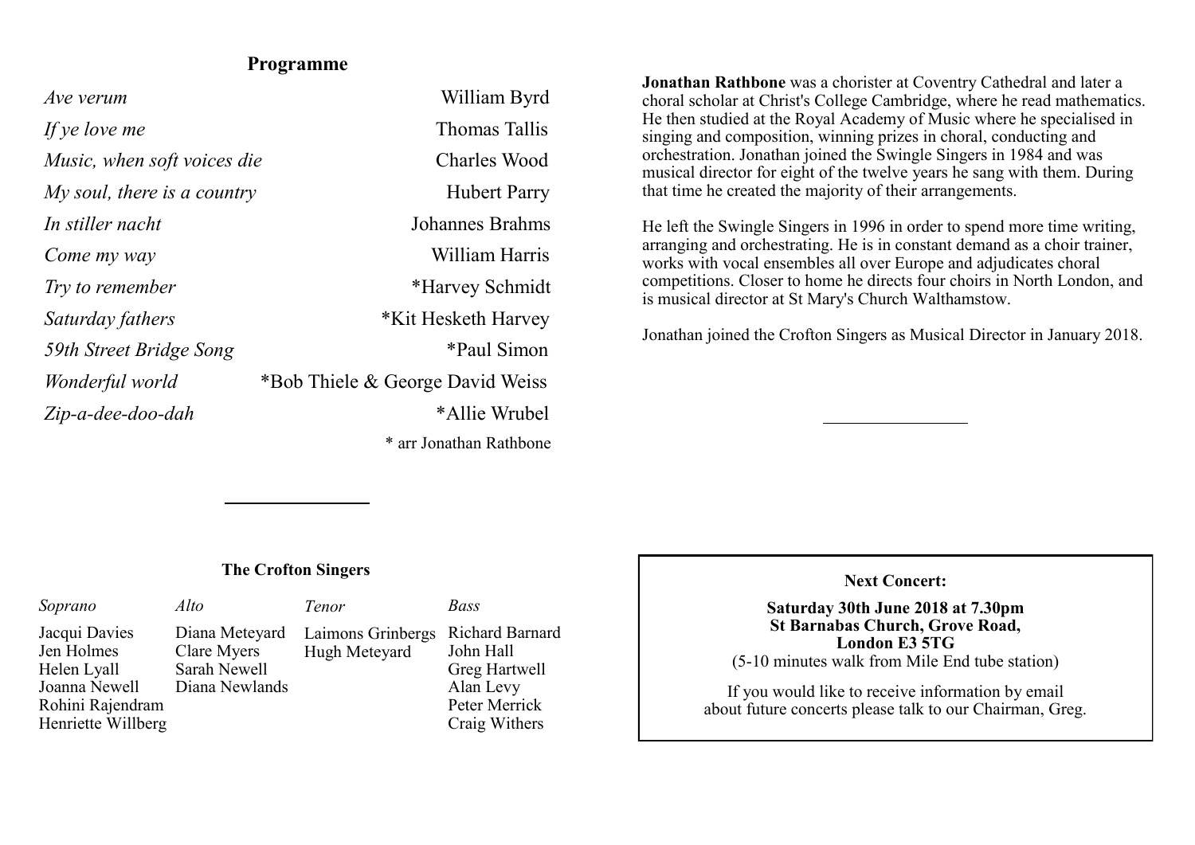## Programme

| | |
|---|---|
| *Ave verum* | William Byrd |
| *If ye love me* | Thomas Tallis |
| *Music, when soft voices die* | Charles Wood |
| *My soul, there is a country* | Hubert Parry |
| *In stiller nacht* | Johannes Brahms |
| *Come my way* | William Harris |
| *Try to remember* | *Harvey Schmidt |
| *Saturday fathers* | *Kit Hesketh Harvey |
| *59th Street Bridge Song* | *Paul Simon |
| *Wonderful world* | *Bob Thiele & George David Weiss |
| *Zip-a-dee-doo-dah* | *Allie Wrubel |

\* arr Jonathan Rathbone

---

### The Crofton Singers

| *Soprano* | *Alto* | *Tenor* | *Bass* |
|---|---|---|---|
| Jacqui Davies | Diana Meteyard | Laimons Grinbergs | Richard Barnard |
| Jen Holmes | Clare Myers | Hugh Meteyard | John Hall |
| Helen Lyall | Sarah Newell | | Greg Hartwell |
| Joanna Newell | Diana Newlands | | Alan Levy |
| Rohini Rajendram | | | Peter Merrick |
| Henriette Willberg | | | Craig Withers |

**Jonathan Rathbone** was a chorister at Coventry Cathedral and later a choral scholar at Christ's College Cambridge, where he read mathematics. He then studied at the Royal Academy of Music where he specialised in singing and composition, winning prizes in choral, conducting and orchestration. Jonathan joined the Swingle Singers in 1984 and was musical director for eight of the twelve years he sang with them. During that time he created the majority of their arrangements.

He left the Swingle Singers in 1996 in order to spend more time writing, arranging and orchestrating. He is in constant demand as a choir trainer, works with vocal ensembles all over Europe and adjudicates choral competitions. Closer to home he directs four choirs in North London, and is musical director at St Mary's Church Walthamstow.

Jonathan joined the Crofton Singers as Musical Director in January 2018.

---

**Next Concert:**

**Saturday 30th June 2018 at 7.30pm**
**St Barnabas Church, Grove Road,**
**London E3 5TG**
(5-10 minutes walk from Mile End tube station)

If you would like to receive information by email about future concerts please talk to our Chairman, Greg.